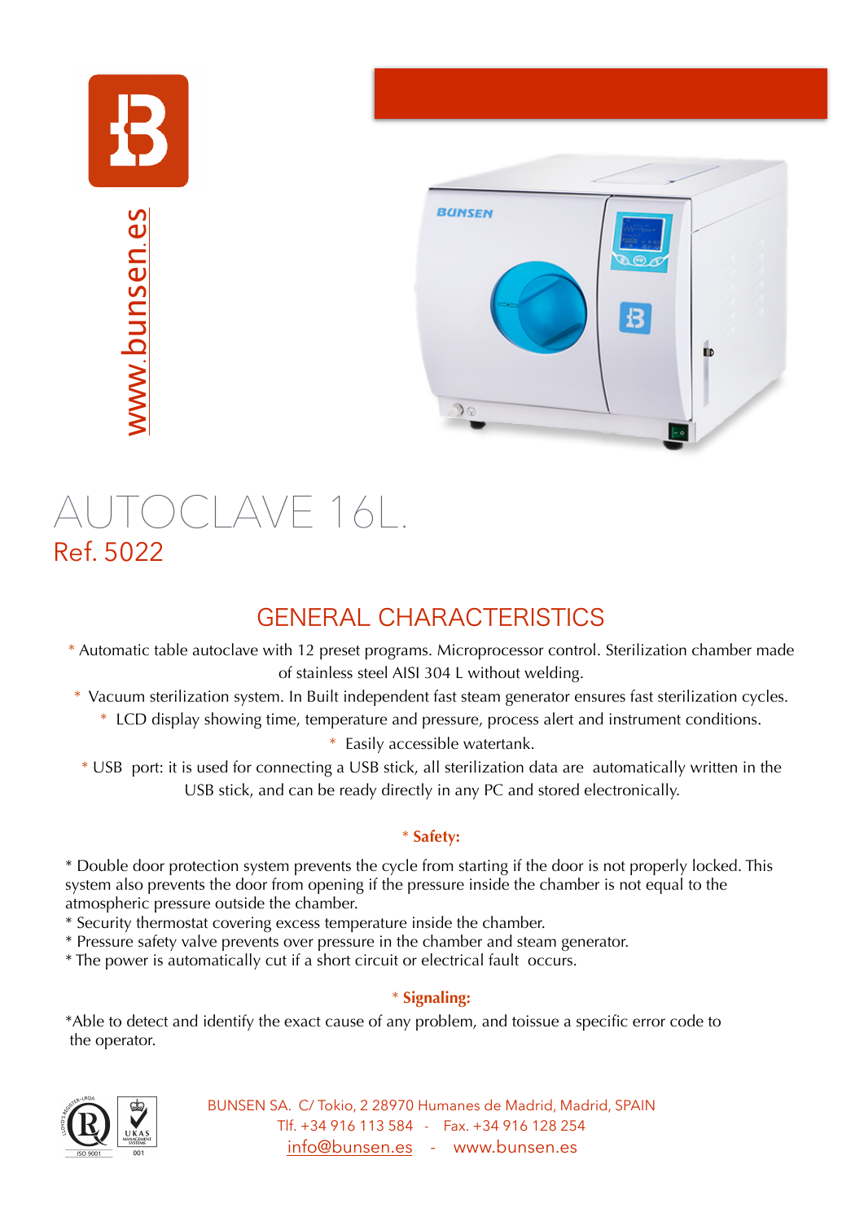www.bunsen.es

# AUTOCLAVE 16L.

Ref. 5022

## GENERAL CHARACTERISTICS

* Automatic table autoclave with 12 preset programs. Microprocessor control. Sterilization chamber made of stainless steel AISI 304 L without welding.
* Vacuum sterilization system. In Built independent fast steam generator ensures fast sterilization cycles.
* LCD display showing time, temperature and pressure, process alert and instrument conditions.
* Easily accessible watertank.
* USB port: it is used for connecting a USB stick, all sterilization data are automatically written in the USB stick, and can be ready directly in any PC and stored electronically.

**\* Safety:**

* Double door protection system prevents the cycle from starting if the door is not properly locked. This system also prevents the door from opening if the pressure inside the chamber is not equal to the atmospheric pressure outside the chamber.
* Security thermostat covering excess temperature inside the chamber.
* Pressure safety valve prevents over pressure in the chamber and steam generator.
* The power is automatically cut if a short circuit or electrical fault occurs.

**\* Signaling:**

*Able to detect and identify the exact cause of any problem, and toissue a specific error code to the operator.

BUNSEN SA. C/ Tokio, 2 28970 Humanes de Madrid, Madrid, SPAIN
Tlf. +34 916 113 584 - Fax. +34 916 128 254
info@bunsen.es - www.bunsen.es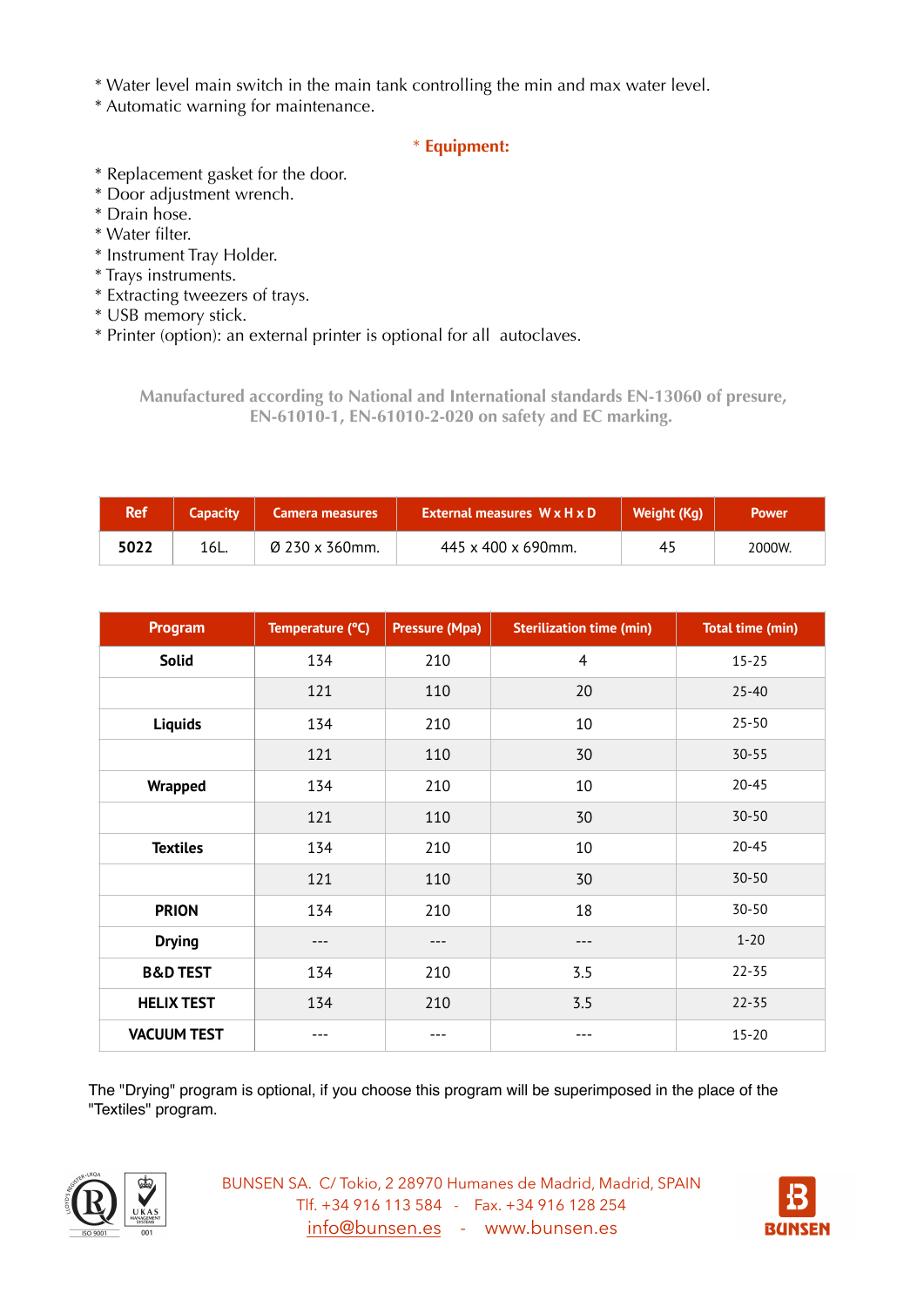* Water level main switch in the main tank controlling the min and max water level.
* Automatic warning for maintenance.

## * Equipment:

* Replacement gasket for the door.
* Door adjustment wrench.
* Drain hose.
* Water filter.
* Instrument Tray Holder.
* Trays instruments.
* Extracting tweezers of trays.
* USB memory stick.
* Printer (option): an external printer is optional for all autoclaves.

**Manufactured according to National and International standards EN-13060 of presure, EN-61010-1, EN-61010-2-020 on safety and EC marking.**

| Ref | Capacity | Camera measures | External measures W x H x D | Weight (Kg) | Power |
|---|---|---|---|---|---|
| **5022** | 16L. | Ø 230 x 360mm. | 445 x 400 x 690mm. | 45 | 2000W. |

| Program | Temperature (ºC) | Pressure (Mpa) | Sterilization time (min) | Total time (min) |
|---|---|---|---|---|
| **Solid** | 134 | 210 | 4 | 15-25 |
| | 121 | 110 | 20 | 25-40 |
| **Liquids** | 134 | 210 | 10 | 25-50 |
| | 121 | 110 | 30 | 30-55 |
| **Wrapped** | 134 | 210 | 10 | 20-45 |
| | 121 | 110 | 30 | 30-50 |
| **Textiles** | 134 | 210 | 10 | 20-45 |
| | 121 | 110 | 30 | 30-50 |
| **PRION** | 134 | 210 | 18 | 30-50 |
| **Drying** | --- | --- | --- | 1-20 |
| **B&D TEST** | 134 | 210 | 3.5 | 22-35 |
| **HELIX TEST** | 134 | 210 | 3.5 | 22-35 |
| **VACUUM TEST** | --- | --- | --- | 15-20 |

The "Drying" program is optional, if you choose this program will be superimposed in the place of the "Textiles" program.

BUNSEN SA. C/ Tokio, 2 28970 Humanes de Madrid, Madrid, SPAIN
Tlf. +34 916 113 584 - Fax. +34 916 128 254
info@bunsen.es - www.bunsen.es